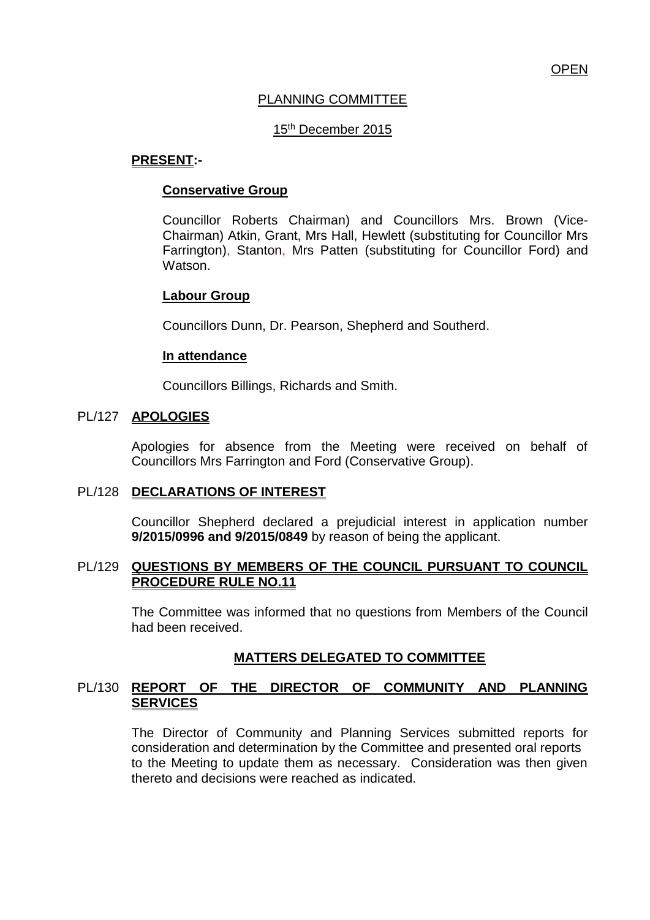OPEN

PLANNING COMMITTEE

15th December 2015

**PRESENT:-**

**Conservative Group**

Councillor Roberts Chairman) and Councillors Mrs. Brown (Vice-Chairman) Atkin, Grant, Mrs Hall, Hewlett (substituting for Councillor Mrs Farrington), Stanton, Mrs Patten (substituting for Councillor Ford) and Watson.

**Labour Group**

Councillors Dunn, Dr. Pearson, Shepherd and Southerd.

**In attendance**

Councillors Billings, Richards and Smith.

## PL/127 APOLOGIES

Apologies for absence from the Meeting were received on behalf of Councillors Mrs Farrington and Ford (Conservative Group).

## PL/128 DECLARATIONS OF INTEREST

Councillor Shepherd declared a prejudicial interest in application number **9/2015/0996 and 9/2015/0849** by reason of being the applicant.

## PL/129 QUESTIONS BY MEMBERS OF THE COUNCIL PURSUANT TO COUNCIL PROCEDURE RULE NO.11

The Committee was informed that no questions from Members of the Council had been received.

## MATTERS DELEGATED TO COMMITTEE

## PL/130 REPORT OF THE DIRECTOR OF COMMUNITY AND PLANNING SERVICES

The Director of Community and Planning Services submitted reports for consideration and determination by the Committee and presented oral reports to the Meeting to update them as necessary. Consideration was then given thereto and decisions were reached as indicated.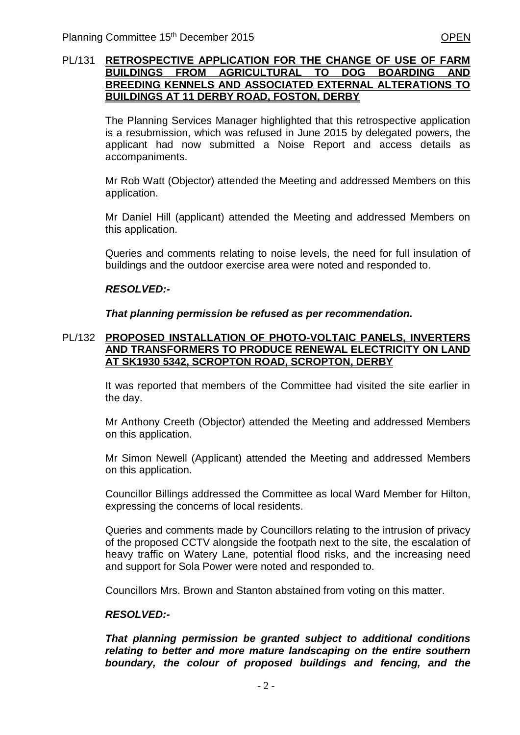## PL/131 RETROSPECTIVE APPLICATION FOR THE CHANGE OF USE OF FARM BUILDINGS FROM AGRICULTURAL TO DOG BOARDING AND BREEDING KENNELS AND ASSOCIATED EXTERNAL ALTERATIONS TO BUILDINGS AT 11 DERBY ROAD, FOSTON, DERBY

The Planning Services Manager highlighted that this retrospective application is a resubmission, which was refused in June 2015 by delegated powers, the applicant had now submitted a Noise Report and access details as accompaniments.

Mr Rob Watt (Objector) attended the Meeting and addressed Members on this application.

Mr Daniel Hill (applicant) attended the Meeting and addressed Members on this application.

Queries and comments relating to noise levels, the need for full insulation of buildings and the outdoor exercise area were noted and responded to.

***RESOLVED:-***

***That planning permission be refused as per recommendation.***

## PL/132 PROPOSED INSTALLATION OF PHOTO-VOLTAIC PANELS, INVERTERS AND TRANSFORMERS TO PRODUCE RENEWAL ELECTRICITY ON LAND AT SK1930 5342, SCROPTON ROAD, SCROPTON, DERBY

It was reported that members of the Committee had visited the site earlier in the day.

Mr Anthony Creeth (Objector) attended the Meeting and addressed Members on this application.

Mr Simon Newell (Applicant) attended the Meeting and addressed Members on this application.

Councillor Billings addressed the Committee as local Ward Member for Hilton, expressing the concerns of local residents.

Queries and comments made by Councillors relating to the intrusion of privacy of the proposed CCTV alongside the footpath next to the site, the escalation of heavy traffic on Watery Lane, potential flood risks, and the increasing need and support for Sola Power were noted and responded to.

Councillors Mrs. Brown and Stanton abstained from voting on this matter.

***RESOLVED:-***

***That planning permission be granted subject to additional conditions relating to better and more mature landscaping on the entire southern boundary, the colour of proposed buildings and fencing, and the***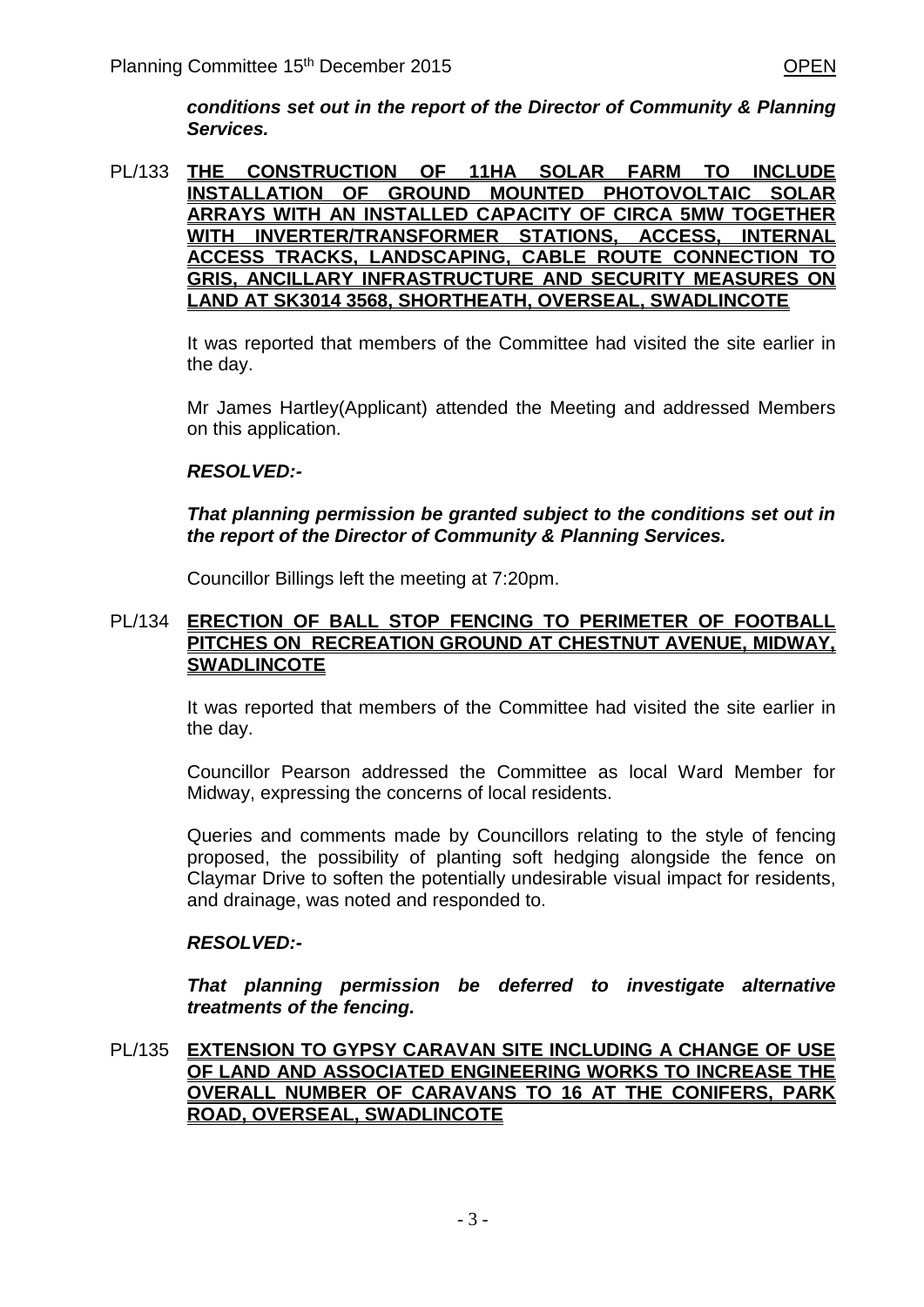***conditions set out in the report of the Director of Community & Planning Services.***

PL/133 **THE CONSTRUCTION OF 11HA SOLAR FARM TO INCLUDE INSTALLATION OF GROUND MOUNTED PHOTOVOLTAIC SOLAR ARRAYS WITH AN INSTALLED CAPACITY OF CIRCA 5MW TOGETHER WITH INVERTER/TRANSFORMER STATIONS, ACCESS, INTERNAL ACCESS TRACKS, LANDSCAPING, CABLE ROUTE CONNECTION TO GRIS, ANCILLARY INFRASTRUCTURE AND SECURITY MEASURES ON LAND AT SK3014 3568, SHORTHEATH, OVERSEAL, SWADLINCOTE**

It was reported that members of the Committee had visited the site earlier in the day.

Mr James Hartley(Applicant) attended the Meeting and addressed Members on this application.

***RESOLVED:-***

***That planning permission be granted subject to the conditions set out in the report of the Director of Community & Planning Services.***

Councillor Billings left the meeting at 7:20pm.

PL/134 **ERECTION OF BALL STOP FENCING TO PERIMETER OF FOOTBALL PITCHES ON RECREATION GROUND AT CHESTNUT AVENUE, MIDWAY, SWADLINCOTE**

It was reported that members of the Committee had visited the site earlier in the day.

Councillor Pearson addressed the Committee as local Ward Member for Midway, expressing the concerns of local residents.

Queries and comments made by Councillors relating to the style of fencing proposed, the possibility of planting soft hedging alongside the fence on Claymar Drive to soften the potentially undesirable visual impact for residents, and drainage, was noted and responded to.

***RESOLVED:-***

***That planning permission be deferred to investigate alternative treatments of the fencing.***

PL/135 **EXTENSION TO GYPSY CARAVAN SITE INCLUDING A CHANGE OF USE OF LAND AND ASSOCIATED ENGINEERING WORKS TO INCREASE THE OVERALL NUMBER OF CARAVANS TO 16 AT THE CONIFERS, PARK ROAD, OVERSEAL, SWADLINCOTE**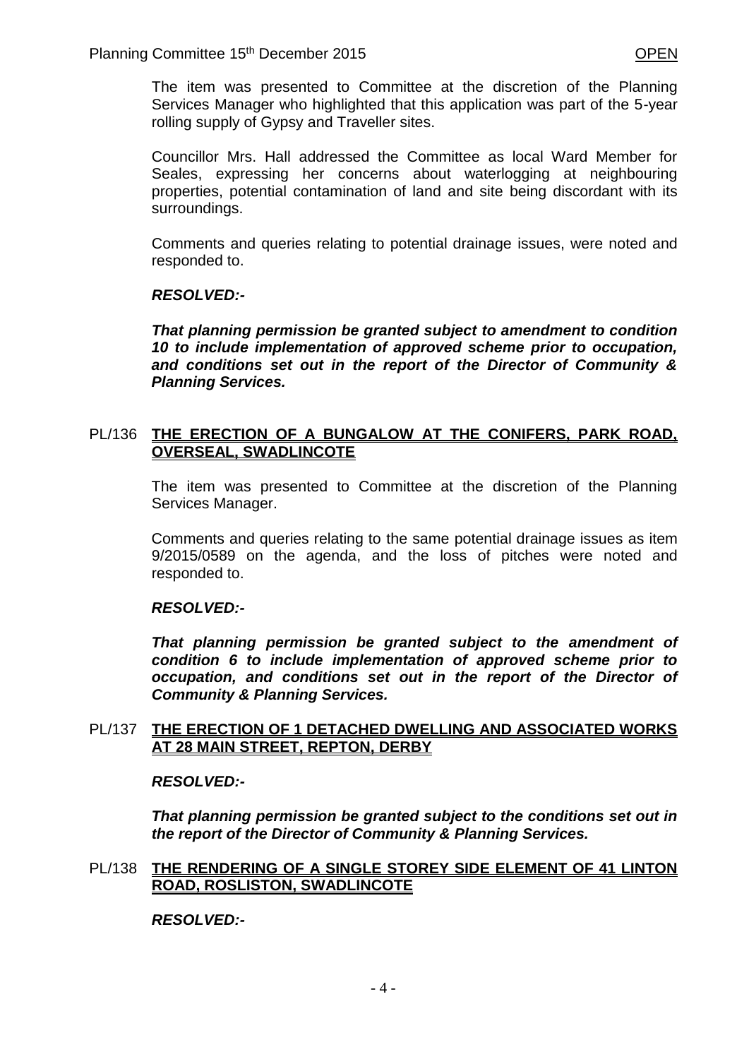The item was presented to Committee at the discretion of the Planning Services Manager who highlighted that this application was part of the 5-year rolling supply of Gypsy and Traveller sites.

Councillor Mrs. Hall addressed the Committee as local Ward Member for Seales, expressing her concerns about waterlogging at neighbouring properties, potential contamination of land and site being discordant with its surroundings.

Comments and queries relating to potential drainage issues, were noted and responded to.

***RESOLVED:-***

***That planning permission be granted subject to amendment to condition 10 to include implementation of approved scheme prior to occupation, and conditions set out in the report of the Director of Community & Planning Services.***

## PL/136 THE ERECTION OF A BUNGALOW AT THE CONIFERS, PARK ROAD, OVERSEAL, SWADLINCOTE

The item was presented to Committee at the discretion of the Planning Services Manager.

Comments and queries relating to the same potential drainage issues as item 9/2015/0589 on the agenda, and the loss of pitches were noted and responded to.

***RESOLVED:-***

***That planning permission be granted subject to the amendment of condition 6 to include implementation of approved scheme prior to occupation, and conditions set out in the report of the Director of Community & Planning Services.***

## PL/137 THE ERECTION OF 1 DETACHED DWELLING AND ASSOCIATED WORKS AT 28 MAIN STREET, REPTON, DERBY

***RESOLVED:-***

***That planning permission be granted subject to the conditions set out in the report of the Director of Community & Planning Services.***

## PL/138 THE RENDERING OF A SINGLE STOREY SIDE ELEMENT OF 41 LINTON ROAD, ROSLISTON, SWADLINCOTE

***RESOLVED:-***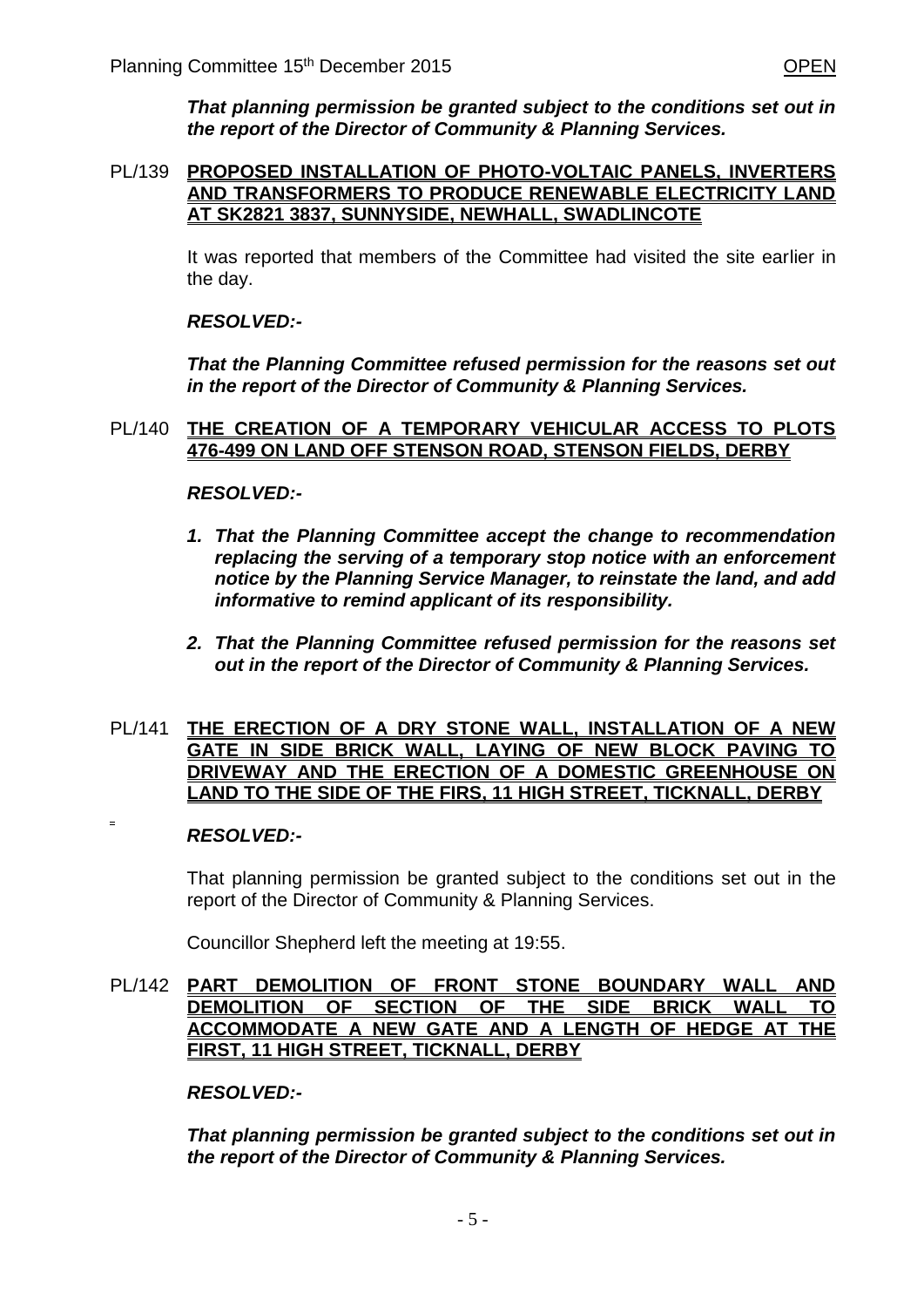***That planning permission be granted subject to the conditions set out in the report of the Director of Community & Planning Services.***

PL/139 **PROPOSED INSTALLATION OF PHOTO-VOLTAIC PANELS, INVERTERS AND TRANSFORMERS TO PRODUCE RENEWABLE ELECTRICITY LAND AT SK2821 3837, SUNNYSIDE, NEWHALL, SWADLINCOTE**

It was reported that members of the Committee had visited the site earlier in the day.

***RESOLVED:-***

***That the Planning Committee refused permission for the reasons set out in the report of the Director of Community & Planning Services.***

PL/140 **THE CREATION OF A TEMPORARY VEHICULAR ACCESS TO PLOTS 476-499 ON LAND OFF STENSON ROAD, STENSON FIELDS, DERBY**

***RESOLVED:-***

1. ***That the Planning Committee accept the change to recommendation replacing the serving of a temporary stop notice with an enforcement notice by the Planning Service Manager, to reinstate the land, and add informative to remind applicant of its responsibility.***
2. ***That the Planning Committee refused permission for the reasons set out in the report of the Director of Community & Planning Services.***

PL/141 **THE ERECTION OF A DRY STONE WALL, INSTALLATION OF A NEW GATE IN SIDE BRICK WALL, LAYING OF NEW BLOCK PAVING TO DRIVEWAY AND THE ERECTION OF A DOMESTIC GREENHOUSE ON LAND TO THE SIDE OF THE FIRS, 11 HIGH STREET, TICKNALL, DERBY**

***RESOLVED:-***

That planning permission be granted subject to the conditions set out in the report of the Director of Community & Planning Services.

Councillor Shepherd left the meeting at 19:55.

PL/142 **PART DEMOLITION OF FRONT STONE BOUNDARY WALL AND DEMOLITION OF SECTION OF THE SIDE BRICK WALL TO ACCOMMODATE A NEW GATE AND A LENGTH OF HEDGE AT THE FIRST, 11 HIGH STREET, TICKNALL, DERBY**

***RESOLVED:-***

***That planning permission be granted subject to the conditions set out in the report of the Director of Community & Planning Services.***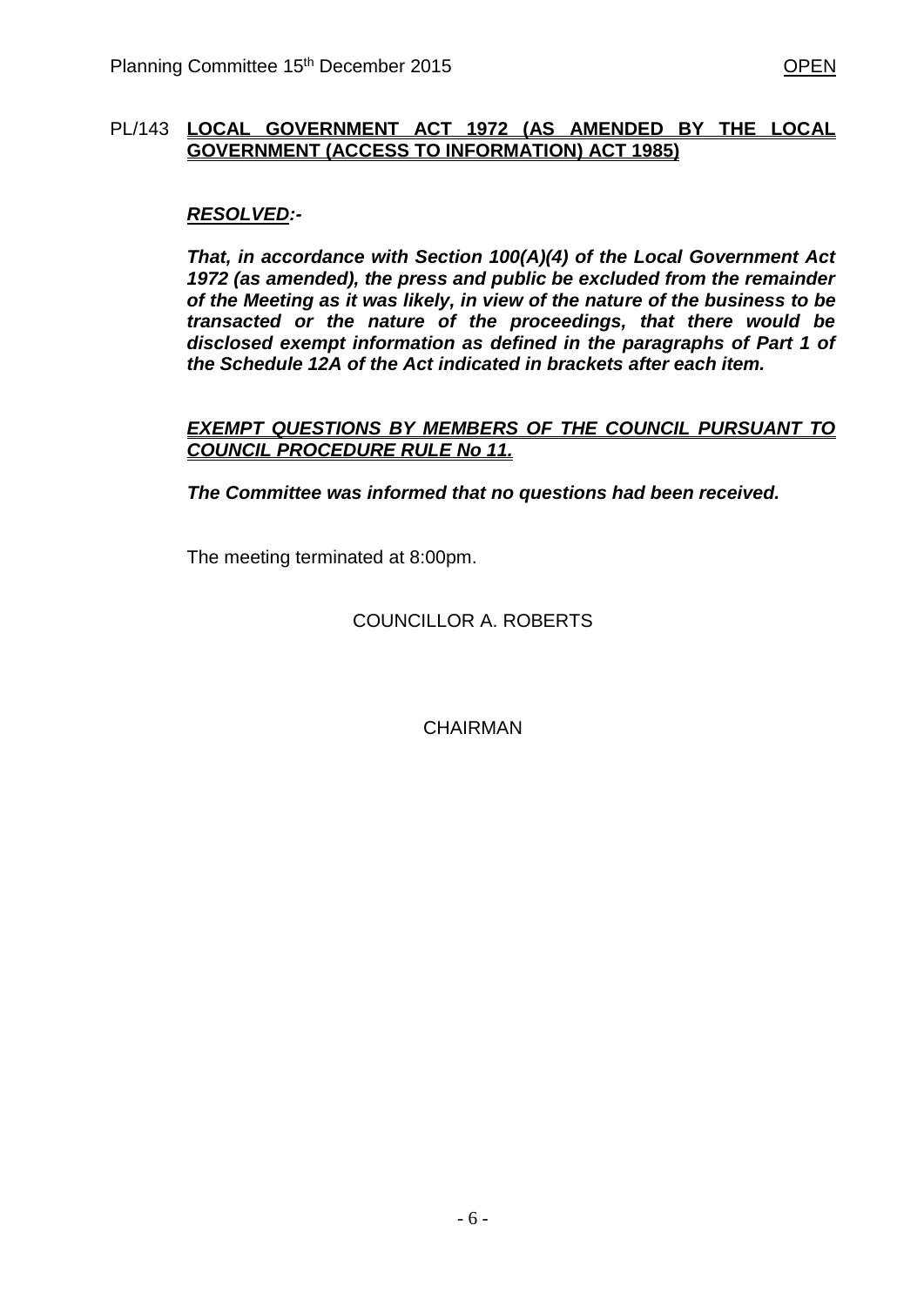PL/143 **LOCAL GOVERNMENT ACT 1972 (AS AMENDED BY THE LOCAL GOVERNMENT (ACCESS TO INFORMATION) ACT 1985)**

***RESOLVED:-***

***That, in accordance with Section 100(A)(4) of the Local Government Act 1972 (as amended), the press and public be excluded from the remainder of the Meeting as it was likely, in view of the nature of the business to be transacted or the nature of the proceedings, that there would be disclosed exempt information as defined in the paragraphs of Part 1 of the Schedule 12A of the Act indicated in brackets after each item.***

***EXEMPT QUESTIONS BY MEMBERS OF THE COUNCIL PURSUANT TO COUNCIL PROCEDURE RULE No 11.***

***The Committee was informed that no questions had been received.***

The meeting terminated at 8:00pm.

COUNCILLOR A. ROBERTS

CHAIRMAN